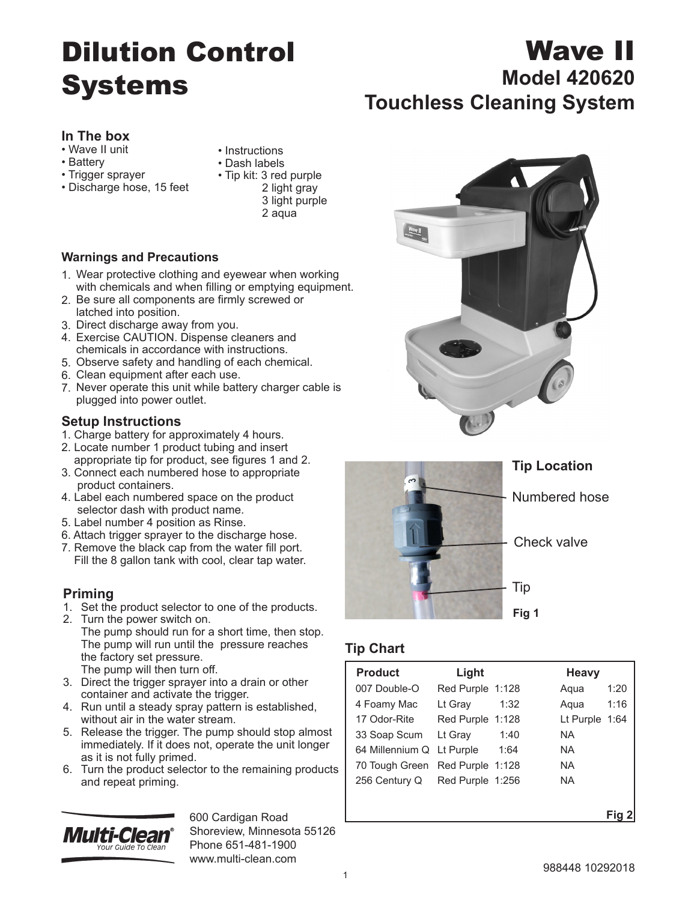# Dilution Control Systems

# Wave II
## Model 420620
## Touchless Cleaning System

### In The box

- Wave II unit
- Battery
- Trigger sprayer
- Discharge hose, 15 feet
- Instructions
- Dash labels
- Tip kit: 3 red purple
  2 light gray
  3 light purple
  2 aqua

### Warnings and Precautions

1. Wear protective clothing and eyewear when working with chemicals and when filling or emptying equipment.
2. Be sure all components are firmly screwed or latched into position.
3. Direct discharge away from you.
4. Exercise CAUTION. Dispense cleaners and chemicals in accordance with instructions.
5. Observe safety and handling of each chemical.
6. Clean equipment after each use.
7. Never operate this unit while battery charger cable is plugged into power outlet.

### Setup Instructions

1. Charge battery for approximately 4 hours.
2. Locate number 1 product tubing and insert appropriate tip for product, see figures 1 and 2.
3. Connect each numbered hose to appropriate product containers.
4. Label each numbered space on the product selector dash with product name.
5. Label number 4 position as Rinse.
6. Attach trigger sprayer to the discharge hose.
7. Remove the black cap from the water fill port. Fill the 8 gallon tank with cool, clear tap water.

### Priming

1. Set the product selector to one of the products.
2. Turn the power switch on.
   The pump should run for a short time, then stop. The pump will run until the pressure reaches the factory set pressure.
   The pump will then turn off.
3. Direct the trigger sprayer into a drain or other container and activate the trigger.
4. Run until a steady spray pattern is established, without air in the water stream.
5. Release the trigger. The pump should stop almost immediately. If it does not, operate the unit longer as it is not fully primed.
6. Turn the product selector to the remaining products and repeat priming.

### Tip Location

Numbered hose

Check valve

Tip

**Fig 1**

### Tip Chart

| Product | Light | | Heavy | |
|---|---|---|---|---|
| 007 Double-O | Red Purple | 1:128 | Aqua | 1:20 |
| 4 Foamy Mac | Lt Gray | 1:32 | Aqua | 1:16 |
| 17 Odor-Rite | Red Purple | 1:128 | Lt Purple | 1:64 |
| 33 Soap Scum | Lt Gray | 1:40 | NA | |
| 64 Millennium Q | Lt Purple | 1:64 | NA | |
| 70 Tough Green | Red Purple | 1:128 | NA | |
| 256 Century Q | Red Purple | 1:256 | NA | |

**Fig 2**

Multi-Clean® Your Guide To Clean

600 Cardigan Road
Shoreview, Minnesota 55126
Phone 651-481-1900
www.multi-clean.com

988448 10292018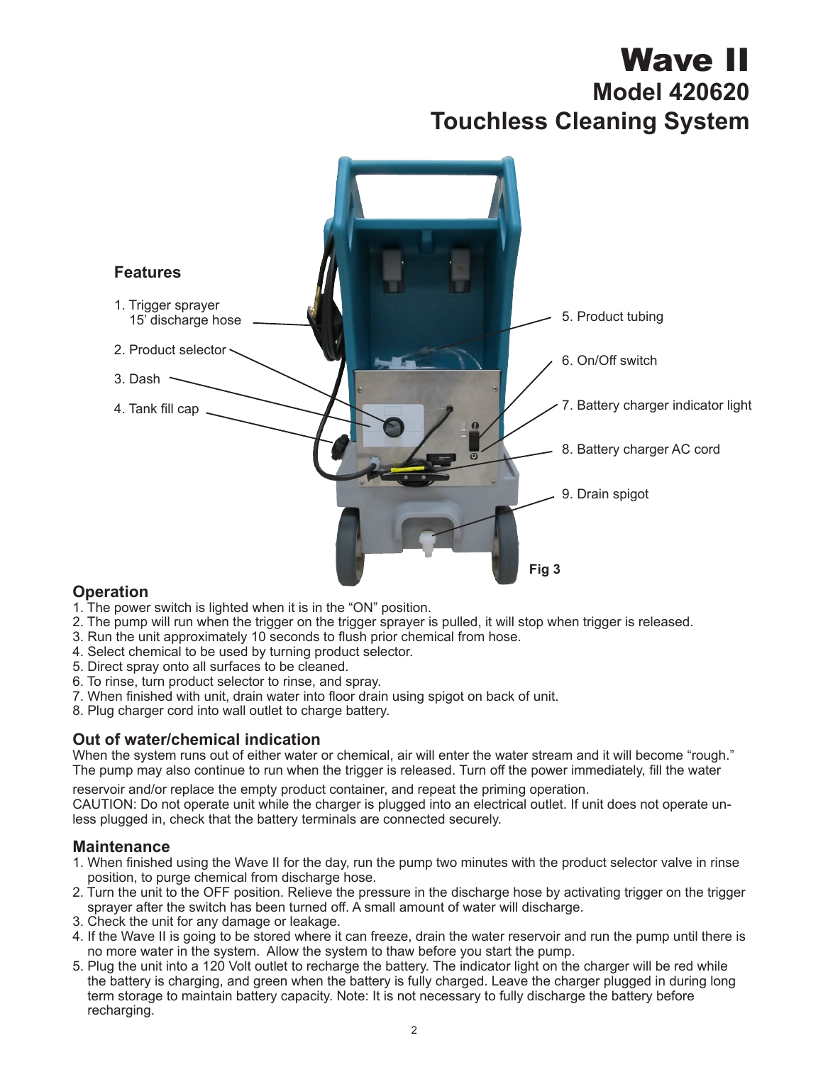# Wave II

## Model 420620

## Touchless Cleaning System

### Features

1. Trigger sprayer 15' discharge hose
2. Product selector
3. Dash
4. Tank fill cap
5. Product tubing
6. On/Off switch
7. Battery charger indicator light
8. Battery charger AC cord
9. Drain spigot

Fig 3

### Operation

1. The power switch is lighted when it is in the "ON" position.
2. The pump will run when the trigger on the trigger sprayer is pulled, it will stop when trigger is released.
3. Run the unit approximately 10 seconds to flush prior chemical from hose.
4. Select chemical to be used by turning product selector.
5. Direct spray onto all surfaces to be cleaned.
6. To rinse, turn product selector to rinse, and spray.
7. When finished with unit, drain water into floor drain using spigot on back of unit.
8. Plug charger cord into wall outlet to charge battery.

### Out of water/chemical indication

When the system runs out of either water or chemical, air will enter the water stream and it will become "rough." The pump may also continue to run when the trigger is released. Turn off the power immediately, fill the water reservoir and/or replace the empty product container, and repeat the priming operation.

CAUTION: Do not operate unit while the charger is plugged into an electrical outlet. If unit does not operate unless plugged in, check that the battery terminals are connected securely.

### Maintenance

1. When finished using the Wave II for the day, run the pump two minutes with the product selector valve in rinse position, to purge chemical from discharge hose.
2. Turn the unit to the OFF position. Relieve the pressure in the discharge hose by activating trigger on the trigger sprayer after the switch has been turned off. A small amount of water will discharge.
3. Check the unit for any damage or leakage.
4. If the Wave II is going to be stored where it can freeze, drain the water reservoir and run the pump until there is no more water in the system. Allow the system to thaw before you start the pump.
5. Plug the unit into a 120 Volt outlet to recharge the battery. The indicator light on the charger will be red while the battery is charging, and green when the battery is fully charged. Leave the charger plugged in during long term storage to maintain battery capacity. Note: It is not necessary to fully discharge the battery before recharging.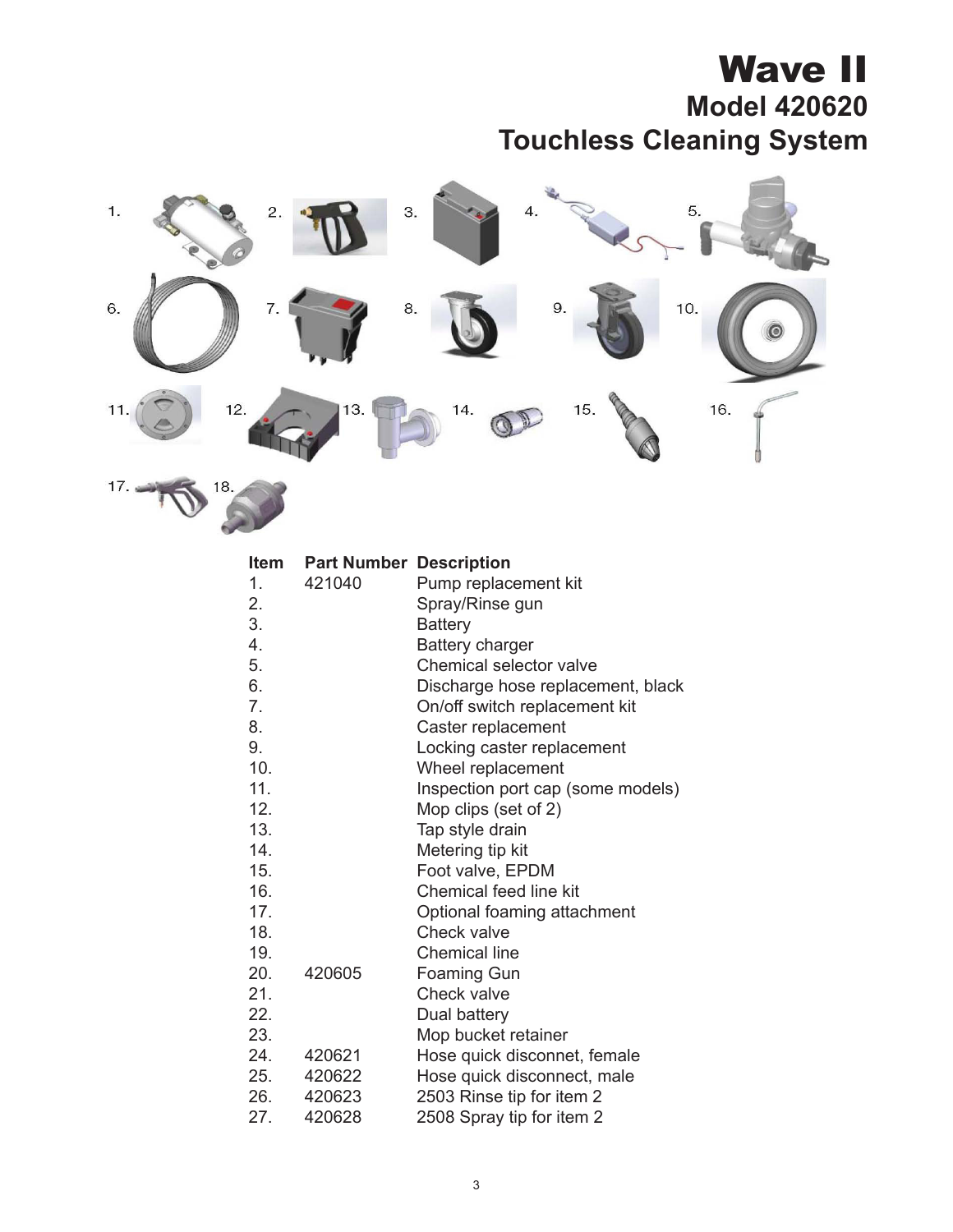# Wave II

## Model 420620

## Touchless Cleaning System

1. 2. 3. 4. 5. 6. 7. 8. 9. 10. 11. 12. 13. 14. 15. 16. 17. 18.

| Item | Part Number | Description |
|---|---|---|
| 1. | 421040 | Pump replacement kit |
| 2. | | Spray/Rinse gun |
| 3. | | Battery |
| 4. | | Battery charger |
| 5. | | Chemical selector valve |
| 6. | | Discharge hose replacement, black |
| 7. | | On/off switch replacement kit |
| 8. | | Caster replacement |
| 9. | | Locking caster replacement |
| 10. | | Wheel replacement |
| 11. | | Inspection port cap (some models) |
| 12. | | Mop clips (set of 2) |
| 13. | | Tap style drain |
| 14. | | Metering tip kit |
| 15. | | Foot valve, EPDM |
| 16. | | Chemical feed line kit |
| 17. | | Optional foaming attachment |
| 18. | | Check valve |
| 19. | | Chemical line |
| 20. | 420605 | Foaming Gun |
| 21. | | Check valve |
| 22. | | Dual battery |
| 23. | | Mop bucket retainer |
| 24. | 420621 | Hose quick disconnet, female |
| 25. | 420622 | Hose quick disconnect, male |
| 26. | 420623 | 2503 Rinse tip for item 2 |
| 27. | 420628 | 2508 Spray tip for item 2 |